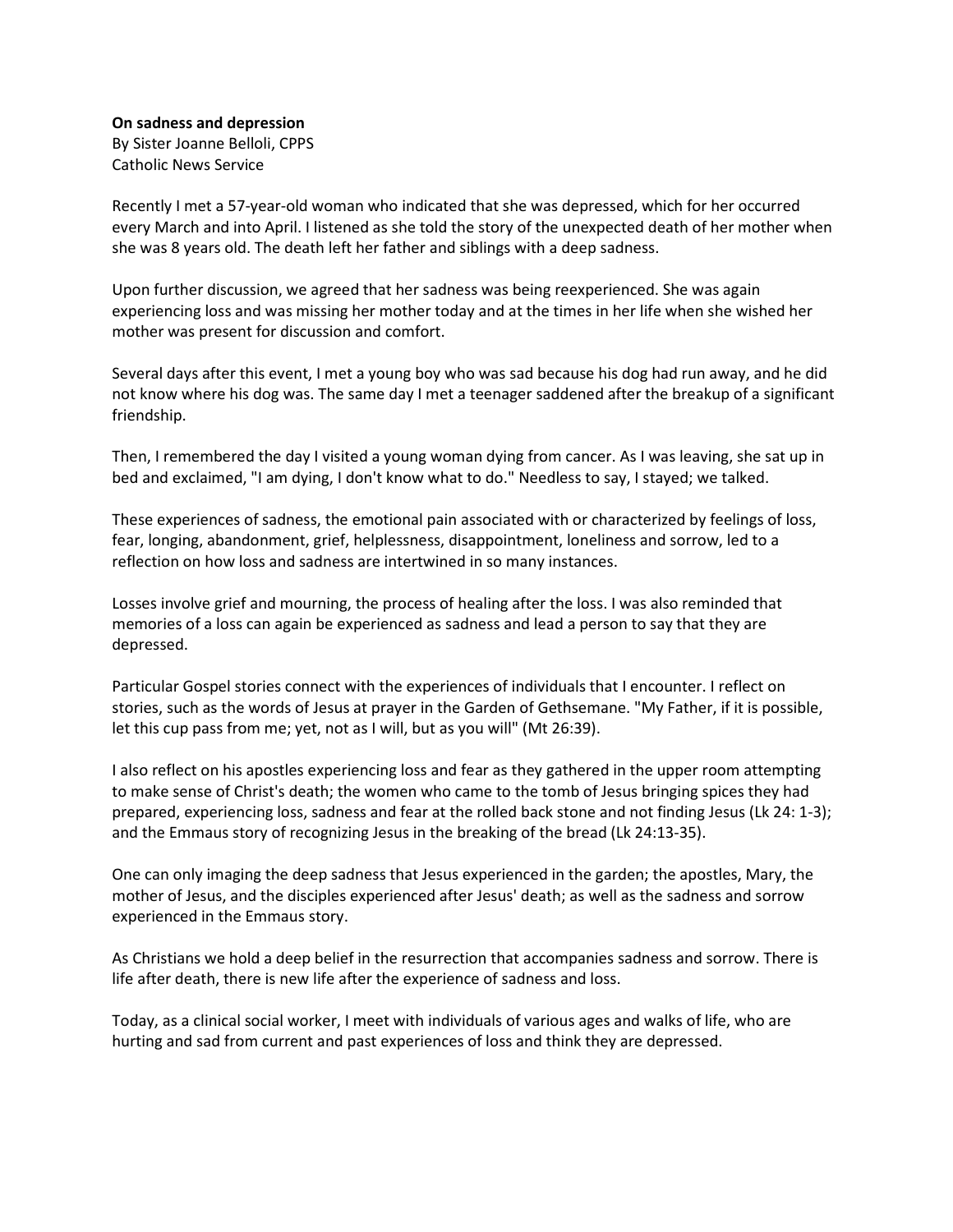**On sadness and depression**
By Sister Joanne Belloli, CPPS
Catholic News Service

Recently I met a 57-year-old woman who indicated that she was depressed, which for her occurred every March and into April. I listened as she told the story of the unexpected death of her mother when she was 8 years old. The death left her father and siblings with a deep sadness.

Upon further discussion, we agreed that her sadness was being reexperienced. She was again experiencing loss and was missing her mother today and at the times in her life when she wished her mother was present for discussion and comfort.

Several days after this event, I met a young boy who was sad because his dog had run away, and he did not know where his dog was. The same day I met a teenager saddened after the breakup of a significant friendship.

Then, I remembered the day I visited a young woman dying from cancer. As I was leaving, she sat up in bed and exclaimed, "I am dying, I don't know what to do." Needless to say, I stayed; we talked.

These experiences of sadness, the emotional pain associated with or characterized by feelings of loss, fear, longing, abandonment, grief, helplessness, disappointment, loneliness and sorrow, led to a reflection on how loss and sadness are intertwined in so many instances.

Losses involve grief and mourning, the process of healing after the loss. I was also reminded that memories of a loss can again be experienced as sadness and lead a person to say that they are depressed.

Particular Gospel stories connect with the experiences of individuals that I encounter. I reflect on stories, such as the words of Jesus at prayer in the Garden of Gethsemane. "My Father, if it is possible, let this cup pass from me; yet, not as I will, but as you will" (Mt 26:39).

I also reflect on his apostles experiencing loss and fear as they gathered in the upper room attempting to make sense of Christ's death; the women who came to the tomb of Jesus bringing spices they had prepared, experiencing loss, sadness and fear at the rolled back stone and not finding Jesus (Lk 24: 1-3); and the Emmaus story of recognizing Jesus in the breaking of the bread (Lk 24:13-35).

One can only imaging the deep sadness that Jesus experienced in the garden; the apostles, Mary, the mother of Jesus, and the disciples experienced after Jesus' death; as well as the sadness and sorrow experienced in the Emmaus story.

As Christians we hold a deep belief in the resurrection that accompanies sadness and sorrow. There is life after death, there is new life after the experience of sadness and loss.

Today, as a clinical social worker, I meet with individuals of various ages and walks of life, who are hurting and sad from current and past experiences of loss and think they are depressed.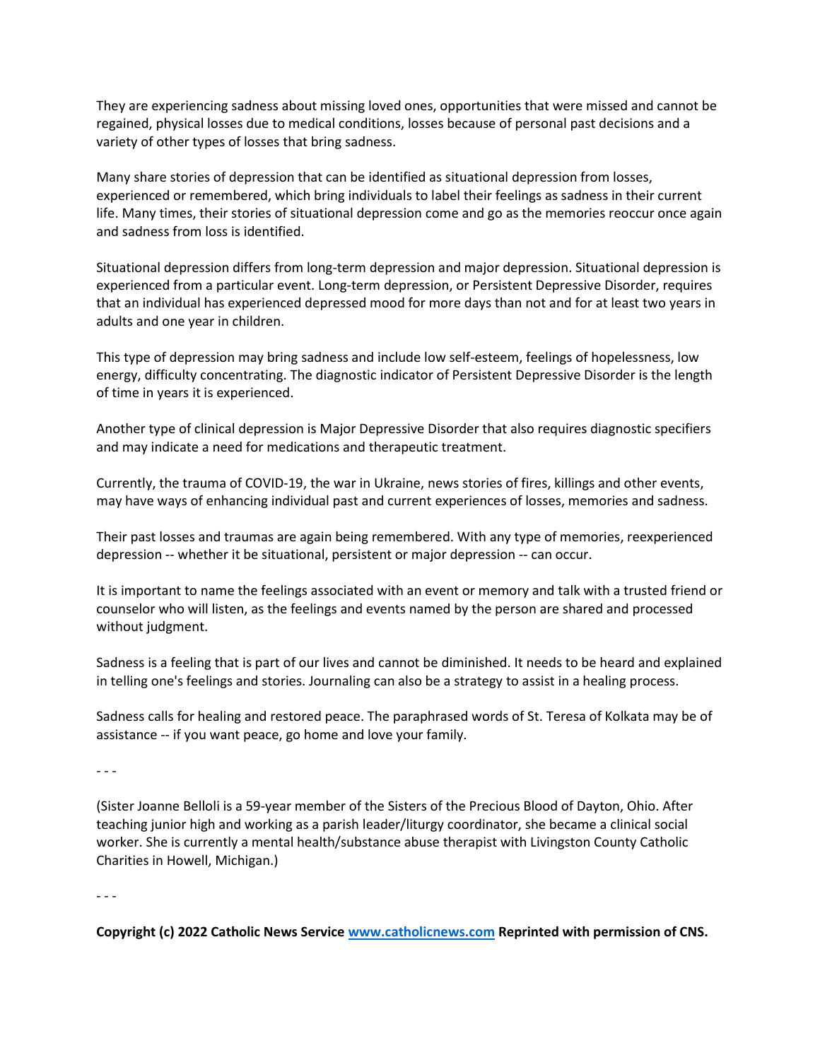They are experiencing sadness about missing loved ones, opportunities that were missed and cannot be regained, physical losses due to medical conditions, losses because of personal past decisions and a variety of other types of losses that bring sadness.

Many share stories of depression that can be identified as situational depression from losses, experienced or remembered, which bring individuals to label their feelings as sadness in their current life. Many times, their stories of situational depression come and go as the memories reoccur once again and sadness from loss is identified.

Situational depression differs from long-term depression and major depression. Situational depression is experienced from a particular event. Long-term depression, or Persistent Depressive Disorder, requires that an individual has experienced depressed mood for more days than not and for at least two years in adults and one year in children.

This type of depression may bring sadness and include low self-esteem, feelings of hopelessness, low energy, difficulty concentrating. The diagnostic indicator of Persistent Depressive Disorder is the length of time in years it is experienced.

Another type of clinical depression is Major Depressive Disorder that also requires diagnostic specifiers and may indicate a need for medications and therapeutic treatment.

Currently, the trauma of COVID-19, the war in Ukraine, news stories of fires, killings and other events, may have ways of enhancing individual past and current experiences of losses, memories and sadness.

Their past losses and traumas are again being remembered. With any type of memories, reexperienced depression -- whether it be situational, persistent or major depression -- can occur.

It is important to name the feelings associated with an event or memory and talk with a trusted friend or counselor who will listen, as the feelings and events named by the person are shared and processed without judgment.

Sadness is a feeling that is part of our lives and cannot be diminished. It needs to be heard and explained in telling one's feelings and stories. Journaling can also be a strategy to assist in a healing process.

Sadness calls for healing and restored peace. The paraphrased words of St. Teresa of Kolkata may be of assistance -- if you want peace, go home and love your family.

\- - -

(Sister Joanne Belloli is a 59-year member of the Sisters of the Precious Blood of Dayton, Ohio. After teaching junior high and working as a parish leader/liturgy coordinator, she became a clinical social worker. She is currently a mental health/substance abuse therapist with Livingston County Catholic Charities in Howell, Michigan.)

\- - -

**Copyright (c) 2022 Catholic News Service [www.catholicnews.com](http://www.catholicnews.com) Reprinted with permission of CNS.**